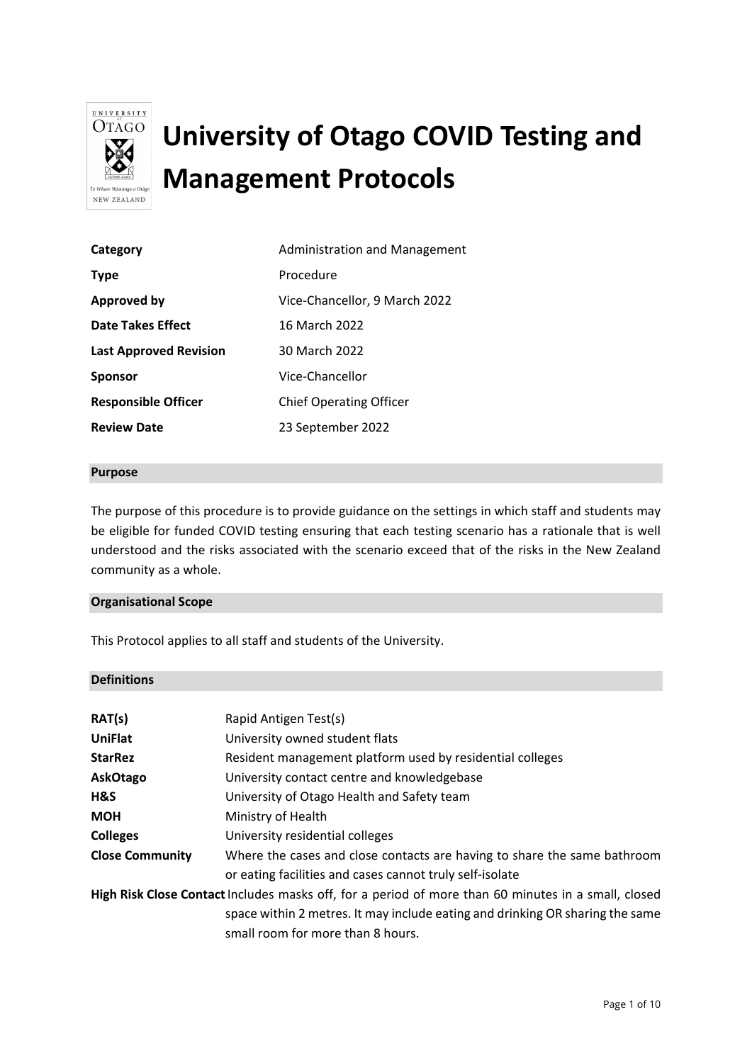# University of Otago COVID Testing and Management Protocols

| | |
|---|---|
| **Category** | Administration and Management |
| **Type** | Procedure |
| **Approved by** | Vice-Chancellor, 9 March 2022 |
| **Date Takes Effect** | 16 March 2022 |
| **Last Approved Revision** | 30 March 2022 |
| **Sponsor** | Vice-Chancellor |
| **Responsible Officer** | Chief Operating Officer |
| **Review Date** | 23 September 2022 |

## Purpose

The purpose of this procedure is to provide guidance on the settings in which staff and students may be eligible for funded COVID testing ensuring that each testing scenario has a rationale that is well understood and the risks associated with the scenario exceed that of the risks in the New Zealand community as a whole.

## Organisational Scope

This Protocol applies to all staff and students of the University.

## Definitions

| | |
|---|---|
| **RAT(s)** | Rapid Antigen Test(s) |
| **UniFlat** | University owned student flats |
| **StarRez** | Resident management platform used by residential colleges |
| **AskOtago** | University contact centre and knowledgebase |
| **H&S** | University of Otago Health and Safety team |
| **MOH** | Ministry of Health |
| **Colleges** | University residential colleges |
| **Close Community** | Where the cases and close contacts are having to share the same bathroom or eating facilities and cases cannot truly self-isolate |
| **High Risk Close Contact** | Includes masks off, for a period of more than 60 minutes in a small, closed space within 2 metres. It may include eating and drinking OR sharing the same small room for more than 8 hours. |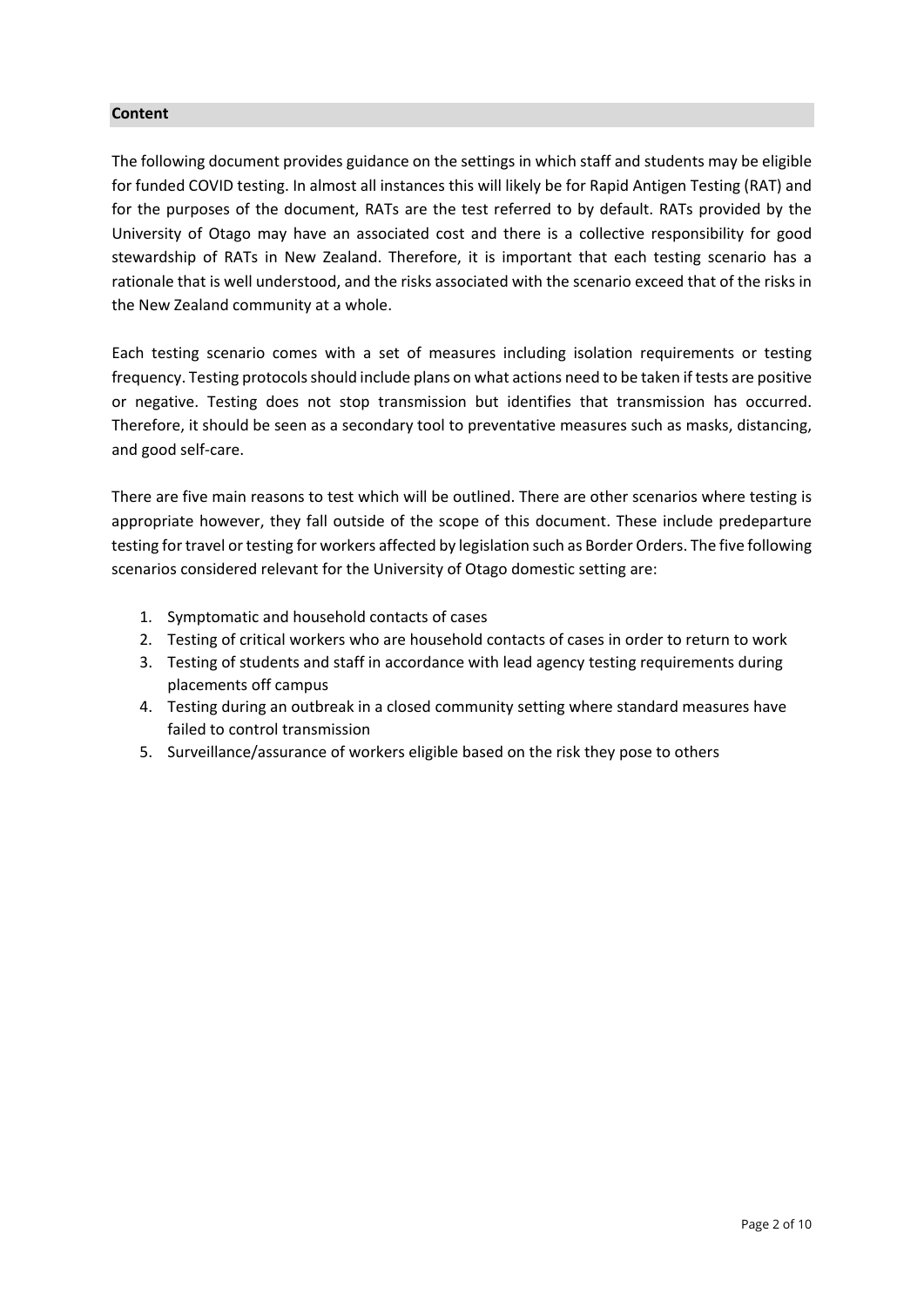## Content

The following document provides guidance on the settings in which staff and students may be eligible for funded COVID testing. In almost all instances this will likely be for Rapid Antigen Testing (RAT) and for the purposes of the document, RATs are the test referred to by default. RATs provided by the University of Otago may have an associated cost and there is a collective responsibility for good stewardship of RATs in New Zealand. Therefore, it is important that each testing scenario has a rationale that is well understood, and the risks associated with the scenario exceed that of the risks in the New Zealand community at a whole.

Each testing scenario comes with a set of measures including isolation requirements or testing frequency. Testing protocols should include plans on what actions need to be taken if tests are positive or negative. Testing does not stop transmission but identifies that transmission has occurred. Therefore, it should be seen as a secondary tool to preventative measures such as masks, distancing, and good self-care.

There are five main reasons to test which will be outlined. There are other scenarios where testing is appropriate however, they fall outside of the scope of this document. These include predeparture testing for travel or testing for workers affected by legislation such as Border Orders. The five following scenarios considered relevant for the University of Otago domestic setting are:

1. Symptomatic and household contacts of cases
2. Testing of critical workers who are household contacts of cases in order to return to work
3. Testing of students and staff in accordance with lead agency testing requirements during placements off campus
4. Testing during an outbreak in a closed community setting where standard measures have failed to control transmission
5. Surveillance/assurance of workers eligible based on the risk they pose to others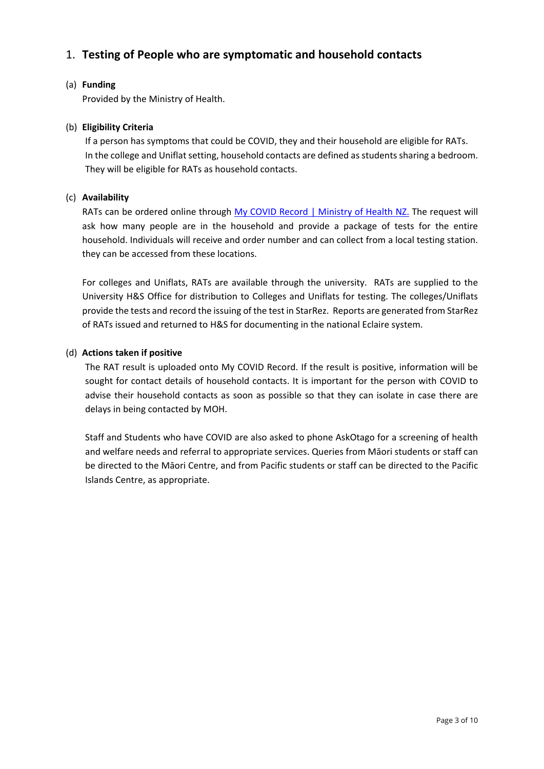## 1. **Testing of People who are symptomatic and household contacts**

(a) **Funding**

Provided by the Ministry of Health.

(b) **Eligibility Criteria**

If a person has symptoms that could be COVID, they and their household are eligible for RATs. In the college and Uniflat setting, household contacts are defined as students sharing a bedroom. They will be eligible for RATs as household contacts.

(c) **Availability**

RATs can be ordered online through [My COVID Record | Ministry of Health NZ.](My COVID Record | Ministry of Health NZ.) The request will ask how many people are in the household and provide a package of tests for the entire household. Individuals will receive and order number and can collect from a local testing station. they can be accessed from these locations.

For colleges and Uniflats, RATs are available through the university. RATs are supplied to the University H&S Office for distribution to Colleges and Uniflats for testing. The colleges/Uniflats provide the tests and record the issuing of the test in StarRez. Reports are generated from StarRez of RATs issued and returned to H&S for documenting in the national Eclaire system.

(d) **Actions taken if positive**

The RAT result is uploaded onto My COVID Record. If the result is positive, information will be sought for contact details of household contacts. It is important for the person with COVID to advise their household contacts as soon as possible so that they can isolate in case there are delays in being contacted by MOH.

Staff and Students who have COVID are also asked to phone AskOtago for a screening of health and welfare needs and referral to appropriate services. Queries from Māori students or staff can be directed to the Māori Centre, and from Pacific students or staff can be directed to the Pacific Islands Centre, as appropriate.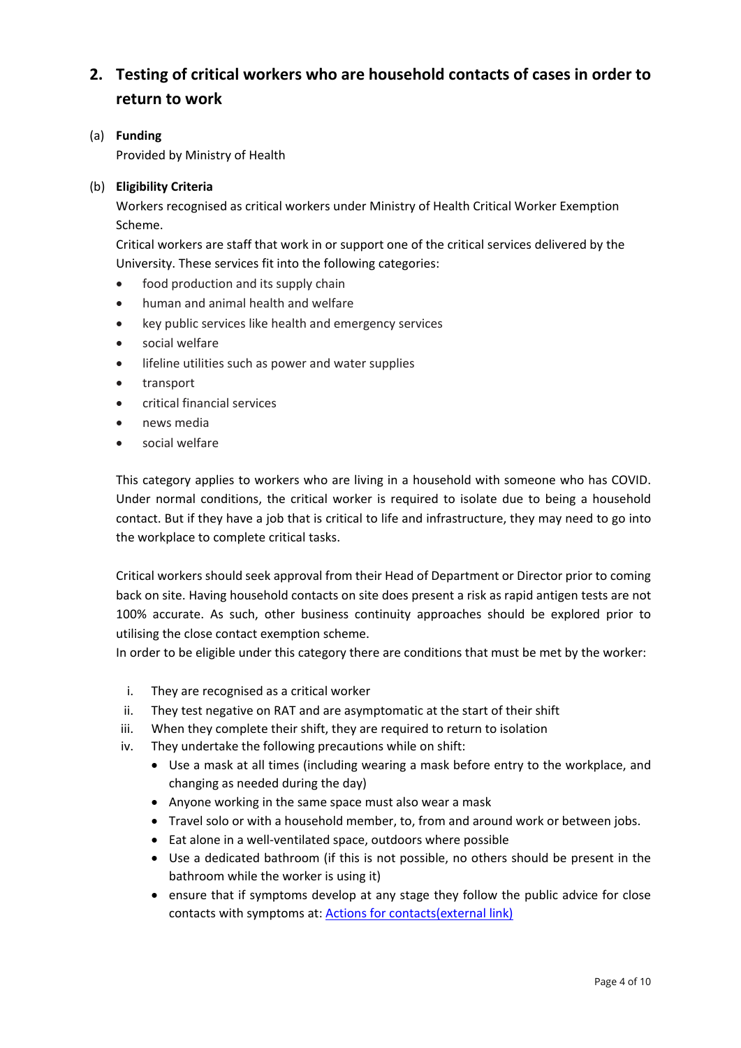## 2. Testing of critical workers who are household contacts of cases in order to return to work

(a) **Funding**

Provided by Ministry of Health

(b) **Eligibility Criteria**

Workers recognised as critical workers under Ministry of Health Critical Worker Exemption Scheme.

Critical workers are staff that work in or support one of the critical services delivered by the University. These services fit into the following categories:

- food production and its supply chain
- human and animal health and welfare
- key public services like health and emergency services
- social welfare
- lifeline utilities such as power and water supplies
- transport
- critical financial services
- news media
- social welfare

This category applies to workers who are living in a household with someone who has COVID. Under normal conditions, the critical worker is required to isolate due to being a household contact. But if they have a job that is critical to life and infrastructure, they may need to go into the workplace to complete critical tasks.

Critical workers should seek approval from their Head of Department or Director prior to coming back on site. Having household contacts on site does present a risk as rapid antigen tests are not 100% accurate. As such, other business continuity approaches should be explored prior to utilising the close contact exemption scheme.

In order to be eligible under this category there are conditions that must be met by the worker:

i. They are recognised as a critical worker
ii. They test negative on RAT and are asymptomatic at the start of their shift
iii. When they complete their shift, they are required to return to isolation
iv. They undertake the following precautions while on shift:
   - Use a mask at all times (including wearing a mask before entry to the workplace, and changing as needed during the day)
   - Anyone working in the same space must also wear a mask
   - Travel solo or with a household member, to, from and around work or between jobs.
   - Eat alone in a well-ventilated space, outdoors where possible
   - Use a dedicated bathroom (if this is not possible, no others should be present in the bathroom while the worker is using it)
   - ensure that if symptoms develop at any stage they follow the public advice for close contacts with symptoms at: [Actions for contacts(external link)]()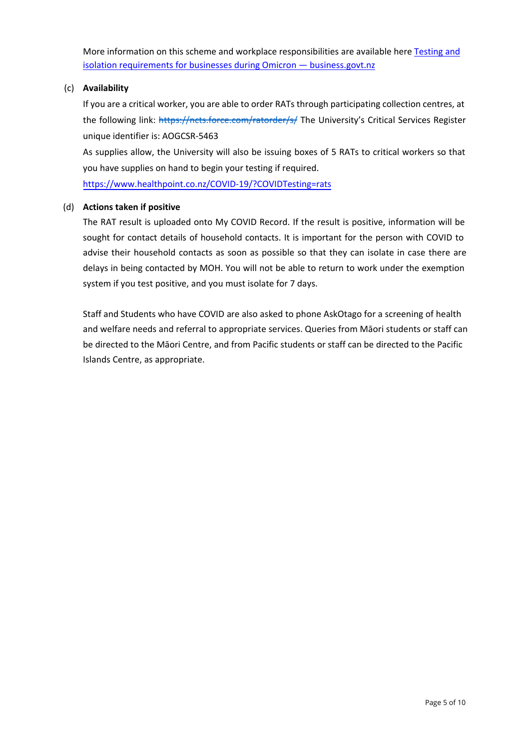More information on this scheme and workplace responsibilities are available here [Testing and isolation requirements for businesses during Omicron — business.govt.nz]

(c) **Availability**

If you are a critical worker, you are able to order RATs through participating collection centres, at the following link: ~~https://ncts.force.com/ratorder/s/~~ The University's Critical Services Register unique identifier is: AOGCSR-5463

As supplies allow, the University will also be issuing boxes of 5 RATs to critical workers so that you have supplies on hand to begin your testing if required.

https://www.healthpoint.co.nz/COVID-19/?COVIDTesting=rats

(d) **Actions taken if positive**

The RAT result is uploaded onto My COVID Record. If the result is positive, information will be sought for contact details of household contacts. It is important for the person with COVID to advise their household contacts as soon as possible so that they can isolate in case there are delays in being contacted by MOH. You will not be able to return to work under the exemption system if you test positive, and you must isolate for 7 days.

Staff and Students who have COVID are also asked to phone AskOtago for a screening of health and welfare needs and referral to appropriate services. Queries from Māori students or staff can be directed to the Māori Centre, and from Pacific students or staff can be directed to the Pacific Islands Centre, as appropriate.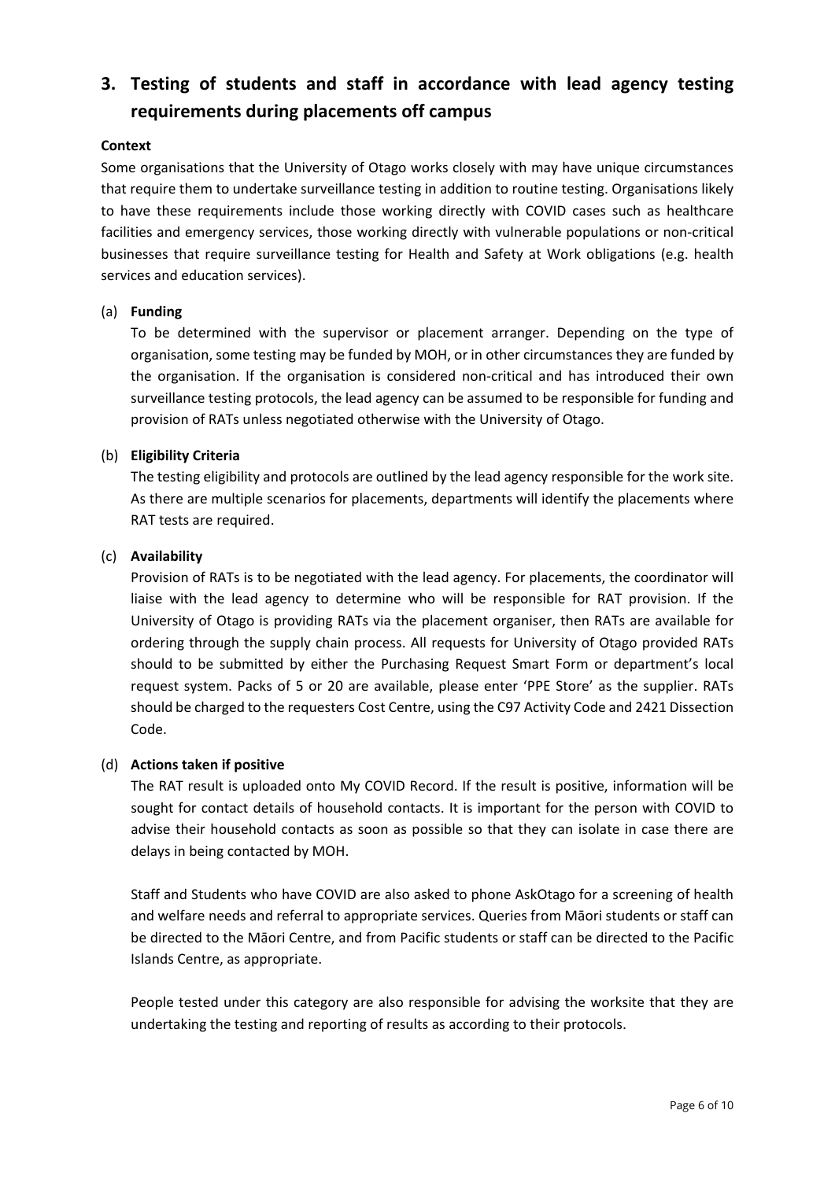## 3. Testing of students and staff in accordance with lead agency testing requirements during placements off campus

**Context**

Some organisations that the University of Otago works closely with may have unique circumstances that require them to undertake surveillance testing in addition to routine testing. Organisations likely to have these requirements include those working directly with COVID cases such as healthcare facilities and emergency services, those working directly with vulnerable populations or non-critical businesses that require surveillance testing for Health and Safety at Work obligations (e.g. health services and education services).

(a) **Funding**

To be determined with the supervisor or placement arranger. Depending on the type of organisation, some testing may be funded by MOH, or in other circumstances they are funded by the organisation. If the organisation is considered non-critical and has introduced their own surveillance testing protocols, the lead agency can be assumed to be responsible for funding and provision of RATs unless negotiated otherwise with the University of Otago.

(b) **Eligibility Criteria**

The testing eligibility and protocols are outlined by the lead agency responsible for the work site. As there are multiple scenarios for placements, departments will identify the placements where RAT tests are required.

(c) **Availability**

Provision of RATs is to be negotiated with the lead agency. For placements, the coordinator will liaise with the lead agency to determine who will be responsible for RAT provision. If the University of Otago is providing RATs via the placement organiser, then RATs are available for ordering through the supply chain process. All requests for University of Otago provided RATs should to be submitted by either the Purchasing Request Smart Form or department's local request system. Packs of 5 or 20 are available, please enter 'PPE Store' as the supplier. RATs should be charged to the requesters Cost Centre, using the C97 Activity Code and 2421 Dissection Code.

(d) **Actions taken if positive**

The RAT result is uploaded onto My COVID Record. If the result is positive, information will be sought for contact details of household contacts. It is important for the person with COVID to advise their household contacts as soon as possible so that they can isolate in case there are delays in being contacted by MOH.

Staff and Students who have COVID are also asked to phone AskOtago for a screening of health and welfare needs and referral to appropriate services. Queries from Māori students or staff can be directed to the Māori Centre, and from Pacific students or staff can be directed to the Pacific Islands Centre, as appropriate.

People tested under this category are also responsible for advising the worksite that they are undertaking the testing and reporting of results as according to their protocols.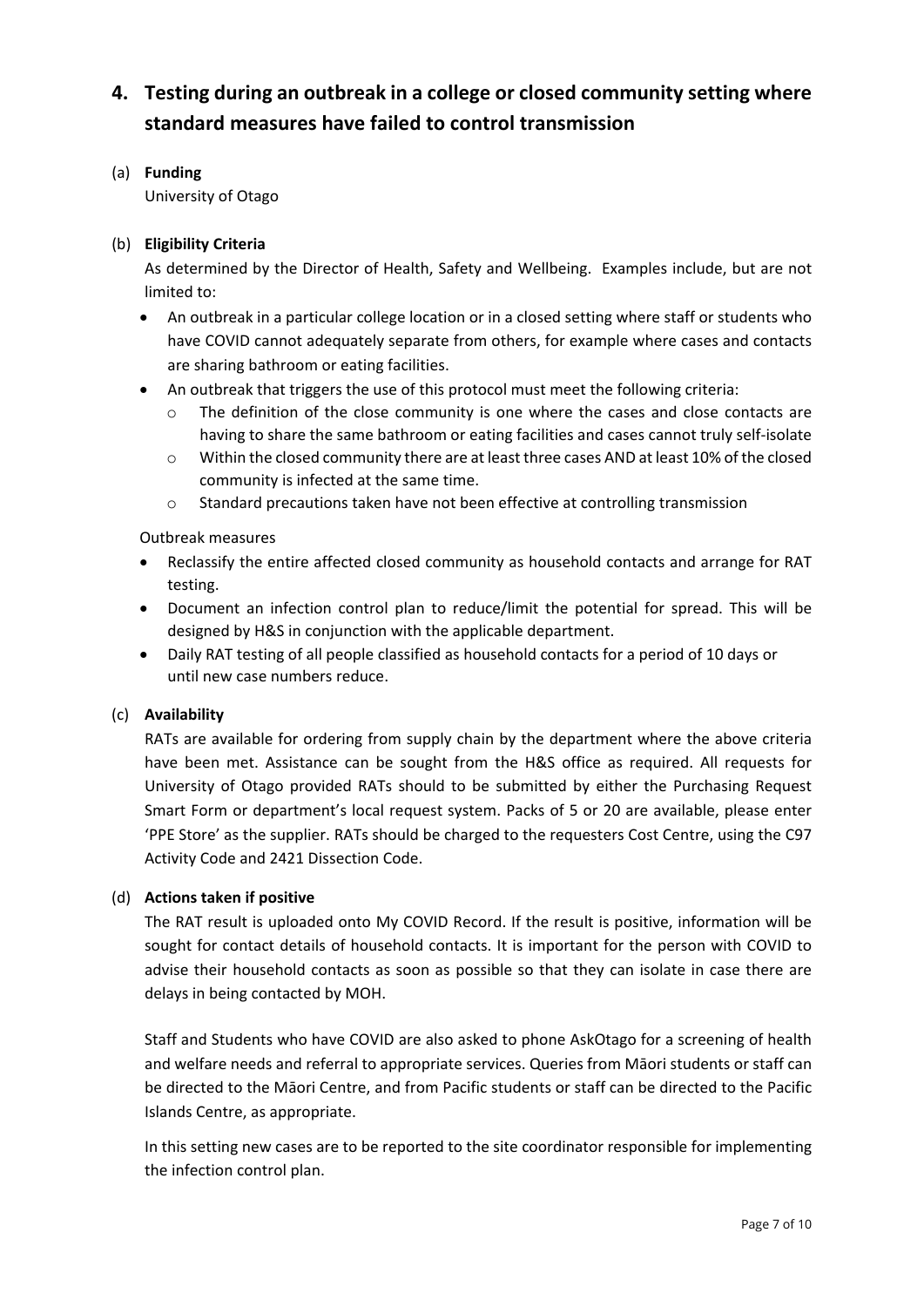## 4. Testing during an outbreak in a college or closed community setting where standard measures have failed to control transmission

(a) **Funding**

University of Otago

(b) **Eligibility Criteria**

As determined by the Director of Health, Safety and Wellbeing. Examples include, but are not limited to:

- An outbreak in a particular college location or in a closed setting where staff or students who have COVID cannot adequately separate from others, for example where cases and contacts are sharing bathroom or eating facilities.
- An outbreak that triggers the use of this protocol must meet the following criteria:
  - The definition of the close community is one where the cases and close contacts are having to share the same bathroom or eating facilities and cases cannot truly self-isolate
  - Within the closed community there are at least three cases AND at least 10% of the closed community is infected at the same time.
  - Standard precautions taken have not been effective at controlling transmission

Outbreak measures

- Reclassify the entire affected closed community as household contacts and arrange for RAT testing.
- Document an infection control plan to reduce/limit the potential for spread. This will be designed by H&S in conjunction with the applicable department.
- Daily RAT testing of all people classified as household contacts for a period of 10 days or until new case numbers reduce.

(c) **Availability**

RATs are available for ordering from supply chain by the department where the above criteria have been met. Assistance can be sought from the H&S office as required. All requests for University of Otago provided RATs should to be submitted by either the Purchasing Request Smart Form or department's local request system. Packs of 5 or 20 are available, please enter 'PPE Store' as the supplier. RATs should be charged to the requesters Cost Centre, using the C97 Activity Code and 2421 Dissection Code.

(d) **Actions taken if positive**

The RAT result is uploaded onto My COVID Record. If the result is positive, information will be sought for contact details of household contacts. It is important for the person with COVID to advise their household contacts as soon as possible so that they can isolate in case there are delays in being contacted by MOH.

Staff and Students who have COVID are also asked to phone AskOtago for a screening of health and welfare needs and referral to appropriate services. Queries from Māori students or staff can be directed to the Māori Centre, and from Pacific students or staff can be directed to the Pacific Islands Centre, as appropriate.

In this setting new cases are to be reported to the site coordinator responsible for implementing the infection control plan.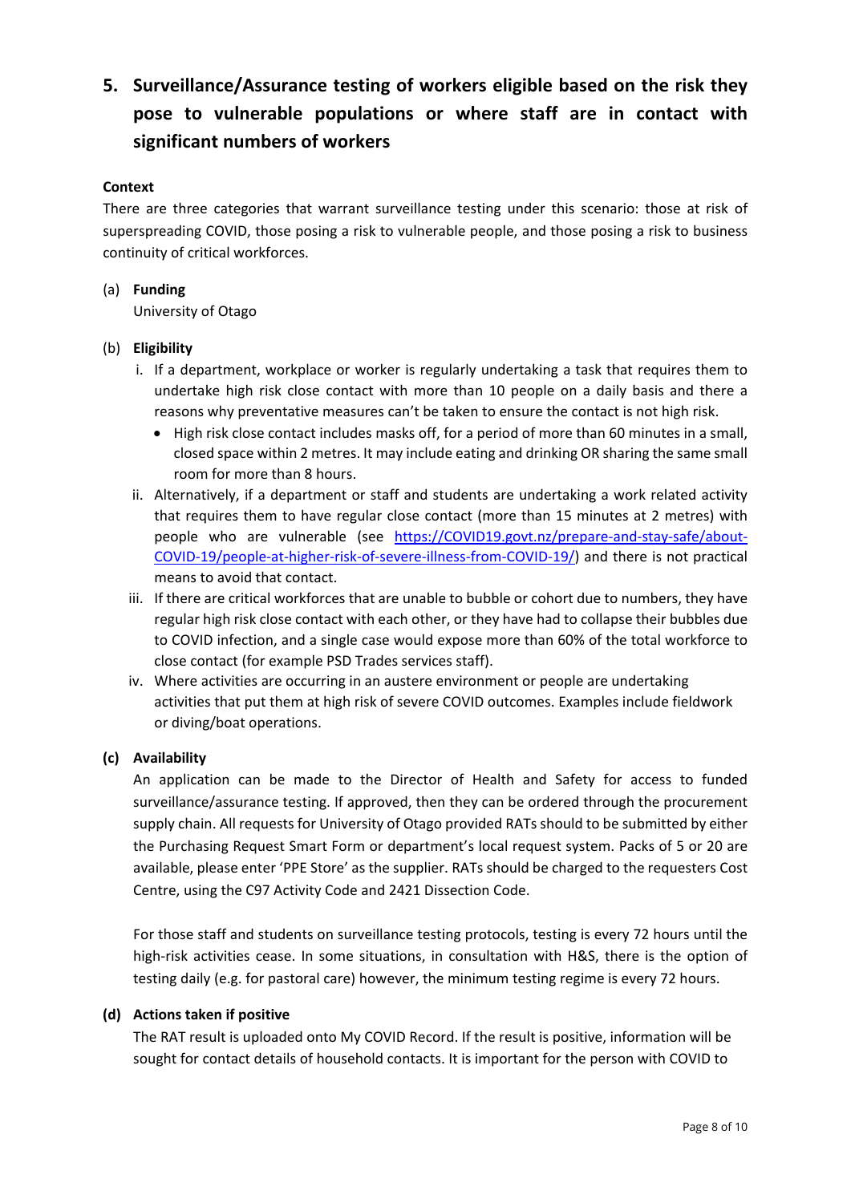## 5. Surveillance/Assurance testing of workers eligible based on the risk they pose to vulnerable populations or where staff are in contact with significant numbers of workers

**Context**

There are three categories that warrant surveillance testing under this scenario: those at risk of superspreading COVID, those posing a risk to vulnerable people, and those posing a risk to business continuity of critical workforces.

(a) **Funding**

University of Otago

(b) **Eligibility**

i. If a department, workplace or worker is regularly undertaking a task that requires them to undertake high risk close contact with more than 10 people on a daily basis and there a reasons why preventative measures can't be taken to ensure the contact is not high risk.

- High risk close contact includes masks off, for a period of more than 60 minutes in a small, closed space within 2 metres. It may include eating and drinking OR sharing the same small room for more than 8 hours.

ii. Alternatively, if a department or staff and students are undertaking a work related activity that requires them to have regular close contact (more than 15 minutes at 2 metres) with people who are vulnerable (see [https://COVID19.govt.nz/prepare-and-stay-safe/about-COVID-19/people-at-higher-risk-of-severe-illness-from-COVID-19/](https://COVID19.govt.nz/prepare-and-stay-safe/about-COVID-19/people-at-higher-risk-of-severe-illness-from-COVID-19/)) and there is not practical means to avoid that contact.

iii. If there are critical workforces that are unable to bubble or cohort due to numbers, they have regular high risk close contact with each other, or they have had to collapse their bubbles due to COVID infection, and a single case would expose more than 60% of the total workforce to close contact (for example PSD Trades services staff).

iv. Where activities are occurring in an austere environment or people are undertaking activities that put them at high risk of severe COVID outcomes. Examples include fieldwork or diving/boat operations.

**(c) Availability**

An application can be made to the Director of Health and Safety for access to funded surveillance/assurance testing. If approved, then they can be ordered through the procurement supply chain. All requests for University of Otago provided RATs should to be submitted by either the Purchasing Request Smart Form or department's local request system. Packs of 5 or 20 are available, please enter 'PPE Store' as the supplier. RATs should be charged to the requesters Cost Centre, using the C97 Activity Code and 2421 Dissection Code.

For those staff and students on surveillance testing protocols, testing is every 72 hours until the high-risk activities cease. In some situations, in consultation with H&S, there is the option of testing daily (e.g. for pastoral care) however, the minimum testing regime is every 72 hours.

**(d) Actions taken if positive**

The RAT result is uploaded onto My COVID Record. If the result is positive, information will be sought for contact details of household contacts. It is important for the person with COVID to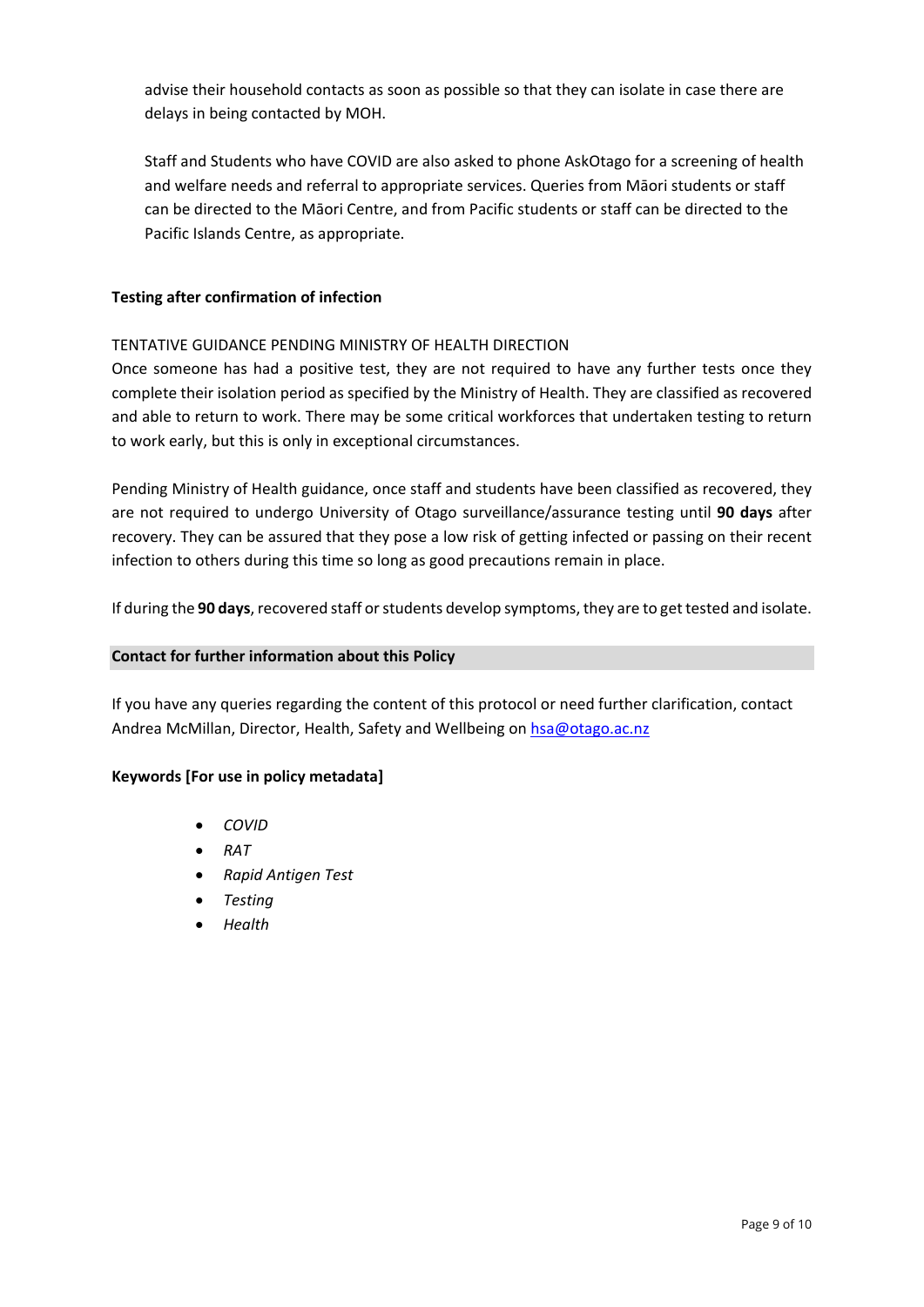advise their household contacts as soon as possible so that they can isolate in case there are delays in being contacted by MOH.

Staff and Students who have COVID are also asked to phone AskOtago for a screening of health and welfare needs and referral to appropriate services. Queries from Māori students or staff can be directed to the Māori Centre, and from Pacific students or staff can be directed to the Pacific Islands Centre, as appropriate.

**Testing after confirmation of infection**

TENTATIVE GUIDANCE PENDING MINISTRY OF HEALTH DIRECTION

Once someone has had a positive test, they are not required to have any further tests once they complete their isolation period as specified by the Ministry of Health. They are classified as recovered and able to return to work. There may be some critical workforces that undertaken testing to return to work early, but this is only in exceptional circumstances.

Pending Ministry of Health guidance, once staff and students have been classified as recovered, they are not required to undergo University of Otago surveillance/assurance testing until **90 days** after recovery. They can be assured that they pose a low risk of getting infected or passing on their recent infection to others during this time so long as good precautions remain in place.

If during the **90 days**, recovered staff or students develop symptoms, they are to get tested and isolate.

**Contact for further information about this Policy**

If you have any queries regarding the content of this protocol or need further clarification, contact Andrea McMillan, Director, Health, Safety and Wellbeing on hsa@otago.ac.nz

**Keywords [For use in policy metadata]**

- *COVID*
- *RAT*
- *Rapid Antigen Test*
- *Testing*
- *Health*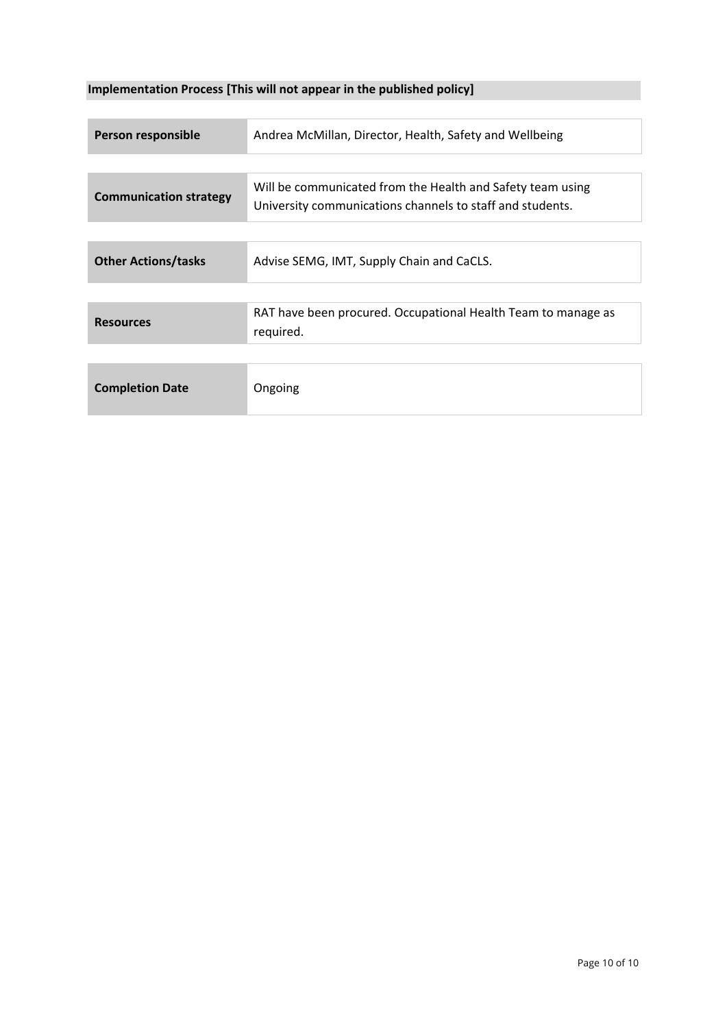## Implementation Process [This will not appear in the published policy]

| | |
|---|---|
| **Person responsible** | Andrea McMillan, Director, Health, Safety and Wellbeing |
| **Communication strategy** | Will be communicated from the Health and Safety team using University communications channels to staff and students. |
| **Other Actions/tasks** | Advise SEMG, IMT, Supply Chain and CaCLS. |
| **Resources** | RAT have been procured. Occupational Health Team to manage as required. |
| **Completion Date** | Ongoing |